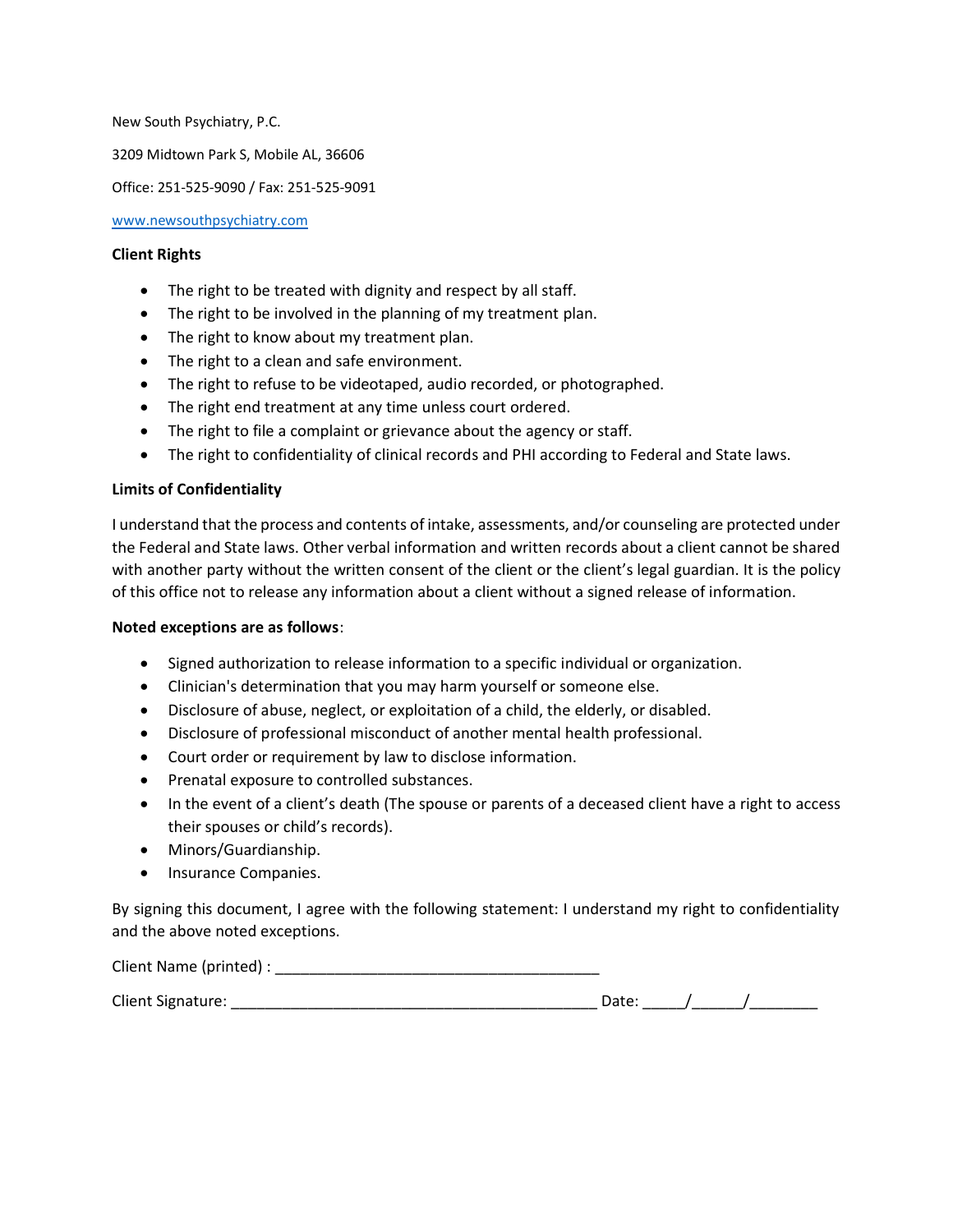New South Psychiatry, P.C.

3209 Midtown Park S, Mobile AL, 36606

Office: 251-525-9090 / Fax: 251-525-9091

[www.newsouthpsychiatry.com](http://www.newsouthpsychiatry.com)

**Client Rights**

- The right to be treated with dignity and respect by all staff.
- The right to be involved in the planning of my treatment plan.
- The right to know about my treatment plan.
- The right to a clean and safe environment.
- The right to refuse to be videotaped, audio recorded, or photographed.
- The right end treatment at any time unless court ordered.
- The right to file a complaint or grievance about the agency or staff.
- The right to confidentiality of clinical records and PHI according to Federal and State laws.

**Limits of Confidentiality**

I understand that the process and contents of intake, assessments, and/or counseling are protected under the Federal and State laws. Other verbal information and written records about a client cannot be shared with another party without the written consent of the client or the client's legal guardian. It is the policy of this office not to release any information about a client without a signed release of information.

**Noted exceptions are as follows**:

- Signed authorization to release information to a specific individual or organization.
- Clinician's determination that you may harm yourself or someone else.
- Disclosure of abuse, neglect, or exploitation of a child, the elderly, or disabled.
- Disclosure of professional misconduct of another mental health professional.
- Court order or requirement by law to disclose information.
- Prenatal exposure to controlled substances.
- In the event of a client's death (The spouse or parents of a deceased client have a right to access their spouses or child's records).
- Minors/Guardianship.
- Insurance Companies.

By signing this document, I agree with the following statement: I understand my right to confidentiality and the above noted exceptions.

Client Name (printed) : ______________________________________

Client Signature: ___________________________________________ Date: _____/______/________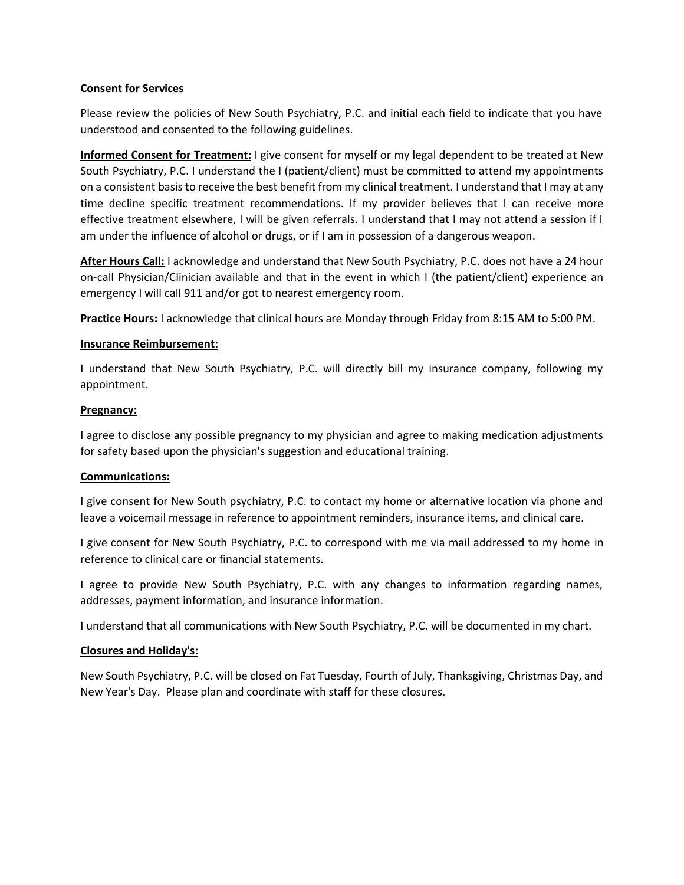**Consent for Services**

Please review the policies of New South Psychiatry, P.C. and initial each field to indicate that you have understood and consented to the following guidelines.

**Informed Consent for Treatment:** I give consent for myself or my legal dependent to be treated at New South Psychiatry, P.C. I understand the I (patient/client) must be committed to attend my appointments on a consistent basis to receive the best benefit from my clinical treatment. I understand that I may at any time decline specific treatment recommendations. If my provider believes that I can receive more effective treatment elsewhere, I will be given referrals. I understand that I may not attend a session if I am under the influence of alcohol or drugs, or if I am in possession of a dangerous weapon.

**After Hours Call:** I acknowledge and understand that New South Psychiatry, P.C. does not have a 24 hour on-call Physician/Clinician available and that in the event in which I (the patient/client) experience an emergency I will call 911 and/or got to nearest emergency room.

**Practice Hours:** I acknowledge that clinical hours are Monday through Friday from 8:15 AM to 5:00 PM.

**Insurance Reimbursement:**

I understand that New South Psychiatry, P.C. will directly bill my insurance company, following my appointment.

**Pregnancy:**

I agree to disclose any possible pregnancy to my physician and agree to making medication adjustments for safety based upon the physician's suggestion and educational training.

**Communications:**

I give consent for New South psychiatry, P.C. to contact my home or alternative location via phone and leave a voicemail message in reference to appointment reminders, insurance items, and clinical care.

I give consent for New South Psychiatry, P.C. to correspond with me via mail addressed to my home in reference to clinical care or financial statements.

I agree to provide New South Psychiatry, P.C. with any changes to information regarding names, addresses, payment information, and insurance information.

I understand that all communications with New South Psychiatry, P.C. will be documented in my chart.

**Closures and Holiday's:**

New South Psychiatry, P.C. will be closed on Fat Tuesday, Fourth of July, Thanksgiving, Christmas Day, and New Year's Day. Please plan and coordinate with staff for these closures.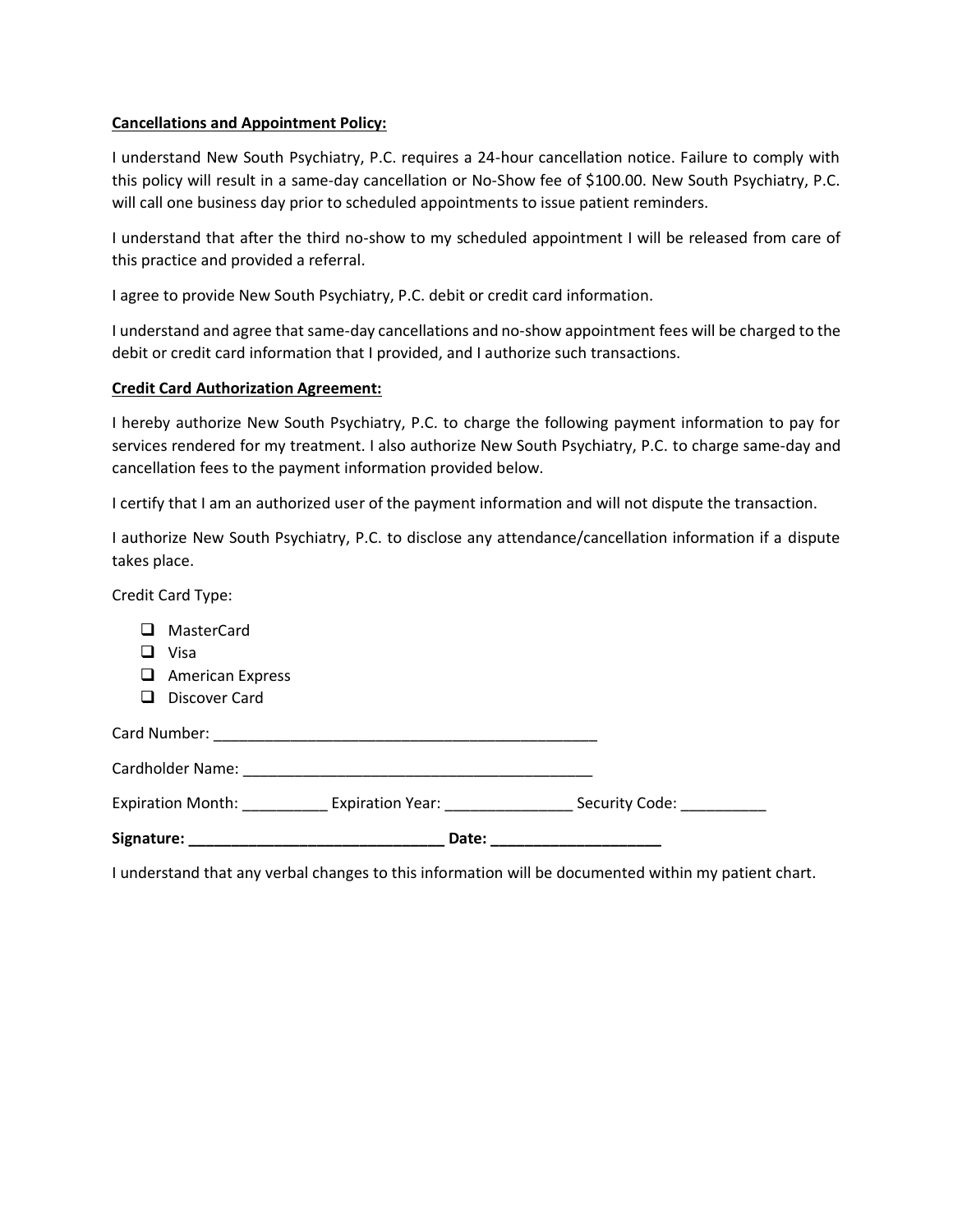**Cancellations and Appointment Policy:**

I understand New South Psychiatry, P.C. requires a 24-hour cancellation notice. Failure to comply with this policy will result in a same-day cancellation or No-Show fee of $100.00. New South Psychiatry, P.C. will call one business day prior to scheduled appointments to issue patient reminders.

I understand that after the third no-show to my scheduled appointment I will be released from care of this practice and provided a referral.

I agree to provide New South Psychiatry, P.C. debit or credit card information.

I understand and agree that same-day cancellations and no-show appointment fees will be charged to the debit or credit card information that I provided, and I authorize such transactions.

**Credit Card Authorization Agreement:**

I hereby authorize New South Psychiatry, P.C. to charge the following payment information to pay for services rendered for my treatment. I also authorize New South Psychiatry, P.C. to charge same-day and cancellation fees to the payment information provided below.

I certify that I am an authorized user of the payment information and will not dispute the transaction.

I authorize New South Psychiatry, P.C. to disclose any attendance/cancellation information if a dispute takes place.

Credit Card Type:

- ☐ MasterCard
- ☐ Visa
- ☐ American Express
- ☐ Discover Card

Card Number: _______________________________________________

Cardholder Name: __________________________________________

Expiration Month: __________ Expiration Year: _______________ Security Code: __________

**Signature: ______________________________ Date: ____________________**

I understand that any verbal changes to this information will be documented within my patient chart.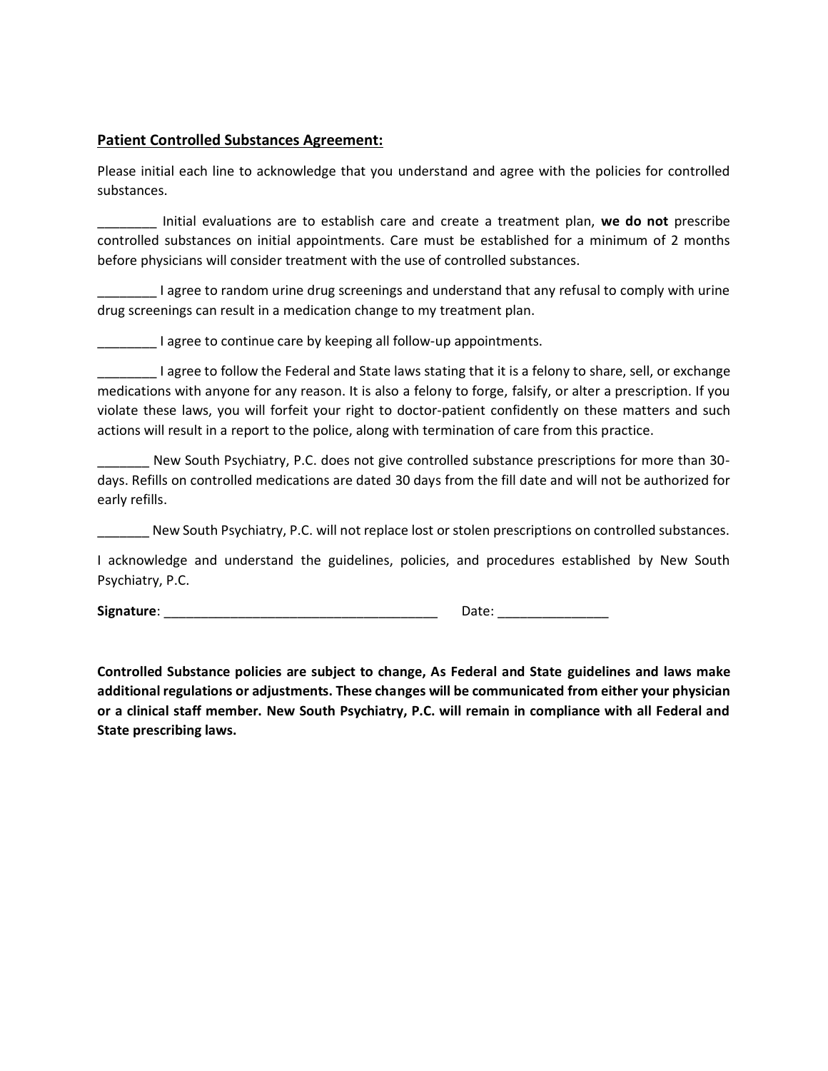**Patient Controlled Substances Agreement:**

Please initial each line to acknowledge that you understand and agree with the policies for controlled substances.

________ Initial evaluations are to establish care and create a treatment plan, **we do not** prescribe controlled substances on initial appointments. Care must be established for a minimum of 2 months before physicians will consider treatment with the use of controlled substances.

________ I agree to random urine drug screenings and understand that any refusal to comply with urine drug screenings can result in a medication change to my treatment plan.

________ I agree to continue care by keeping all follow-up appointments.

________ I agree to follow the Federal and State laws stating that it is a felony to share, sell, or exchange medications with anyone for any reason. It is also a felony to forge, falsify, or alter a prescription. If you violate these laws, you will forfeit your right to doctor-patient confidently on these matters and such actions will result in a report to the police, along with termination of care from this practice.

_______ New South Psychiatry, P.C. does not give controlled substance prescriptions for more than 30-days. Refills on controlled medications are dated 30 days from the fill date and will not be authorized for early refills.

_______ New South Psychiatry, P.C. will not replace lost or stolen prescriptions on controlled substances.

I acknowledge and understand the guidelines, policies, and procedures established by New South Psychiatry, P.C.

**Signature**: _____________________________________ Date: _______________

**Controlled Substance policies are subject to change, As Federal and State guidelines and laws make additional regulations or adjustments. These changes will be communicated from either your physician or a clinical staff member. New South Psychiatry, P.C. will remain in compliance with all Federal and State prescribing laws.**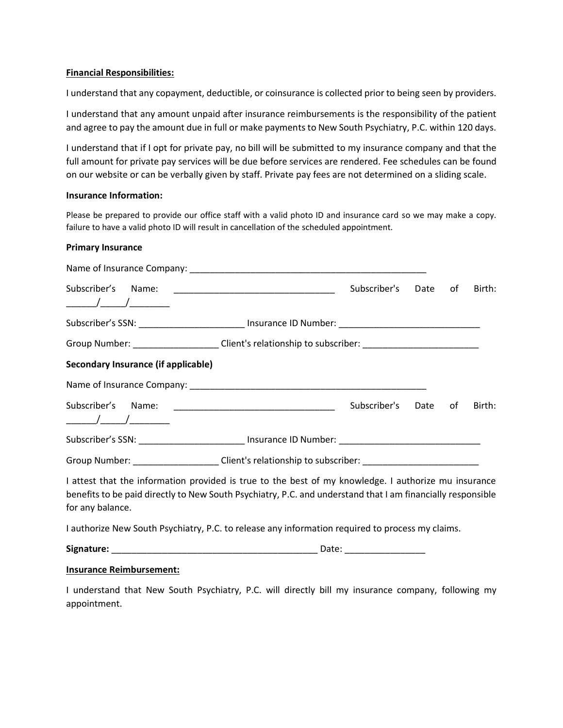**<u>Financial Responsibilities:</u>**

I understand that any copayment, deductible, or coinsurance is collected prior to being seen by providers.

I understand that any amount unpaid after insurance reimbursements is the responsibility of the patient and agree to pay the amount due in full or make payments to New South Psychiatry, P.C. within 120 days.

I understand that if I opt for private pay, no bill will be submitted to my insurance company and that the full amount for private pay services will be due before services are rendered. Fee schedules can be found on our website or can be verbally given by staff. Private pay fees are not determined on a sliding scale.

**Insurance Information:**

Please be prepared to provide our office staff with a valid photo ID and insurance card so we may make a copy. failure to have a valid photo ID will result in cancellation of the scheduled appointment.

**Primary Insurance**

Name of Insurance Company: __________________________________________________

Subscriber's Name: ________________________________ Subscriber's Date of Birth: ______/_____/________

Subscriber's SSN: _____________________ Insurance ID Number: ____________________________

Group Number: _________________ Client's relationship to subscriber: _______________________

**Secondary Insurance (if applicable)**

Name of Insurance Company: __________________________________________________

Subscriber's Name: ________________________________ Subscriber's Date of Birth: ______/_____/________

Subscriber's SSN: _____________________ Insurance ID Number: ____________________________

Group Number: _________________ Client's relationship to subscriber: _______________________

I attest that the information provided is true to the best of my knowledge. I authorize mu insurance benefits to be paid directly to New South Psychiatry, P.C. and understand that I am financially responsible for any balance.

I authorize New South Psychiatry, P.C. to release any information required to process my claims.

**Signature:** _________________________________________ Date: ________________

**<u>Insurance Reimbursement:</u>**

I understand that New South Psychiatry, P.C. will directly bill my insurance company, following my appointment.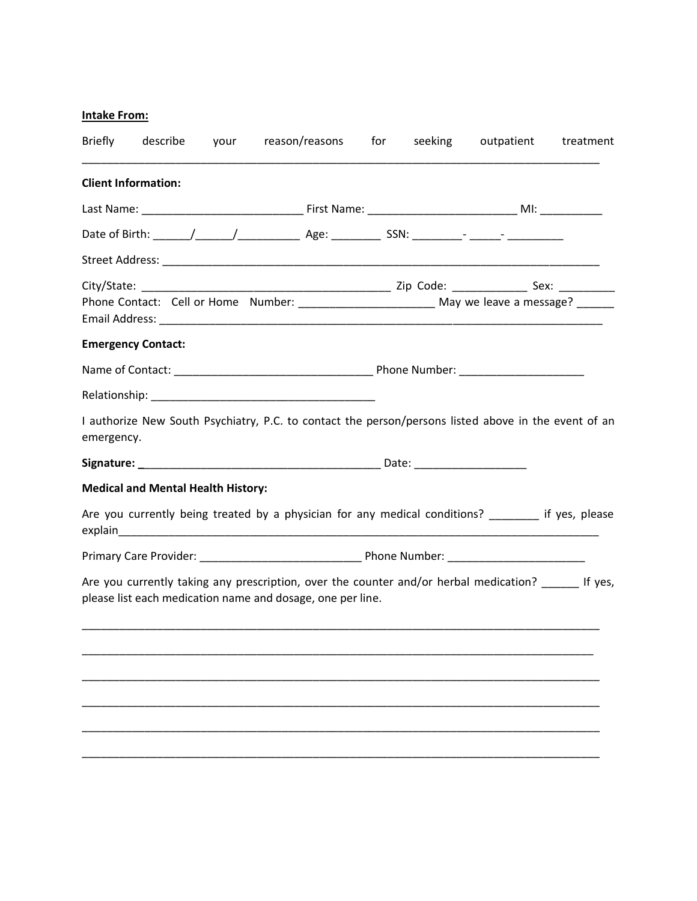**Intake From:**

Briefly describe your reason/reasons for seeking outpatient treatment ___________________________________________________________________________________

**Client Information:**

Last Name: _________________________ First Name: _______________________ MI: _________

Date of Birth: ______/______/__________ Age: ________ SSN: ________- _____- _________

Street Address: _________________________________________________________________

City/State: _____________________________________ Zip Code: ___________ Sex: _________
Phone Contact: Cell or Home Number: _____________________ May we leave a message? ______
Email Address: __________________________________________________________________

**Emergency Contact:**

Name of Contact: ______________________________ Phone Number: ___________________

Relationship: __________________________________

I authorize New South Psychiatry, P.C. to contact the person/persons listed above in the event of an emergency.

**Signature:** _____________________________________ Date: _________________

**Medical and Mental Health History:**

Are you currently being treated by a physician for any medical conditions? ________ if yes, please explain_________________________________________________________________________

Primary Care Provider: __________________________ Phone Number: _____________________

Are you currently taking any prescription, over the counter and/or herbal medication? ______ If yes, please list each medication name and dosage, one per line.

___________________________________________________________________________________

___________________________________________________________________________________

___________________________________________________________________________________

___________________________________________________________________________________

___________________________________________________________________________________

___________________________________________________________________________________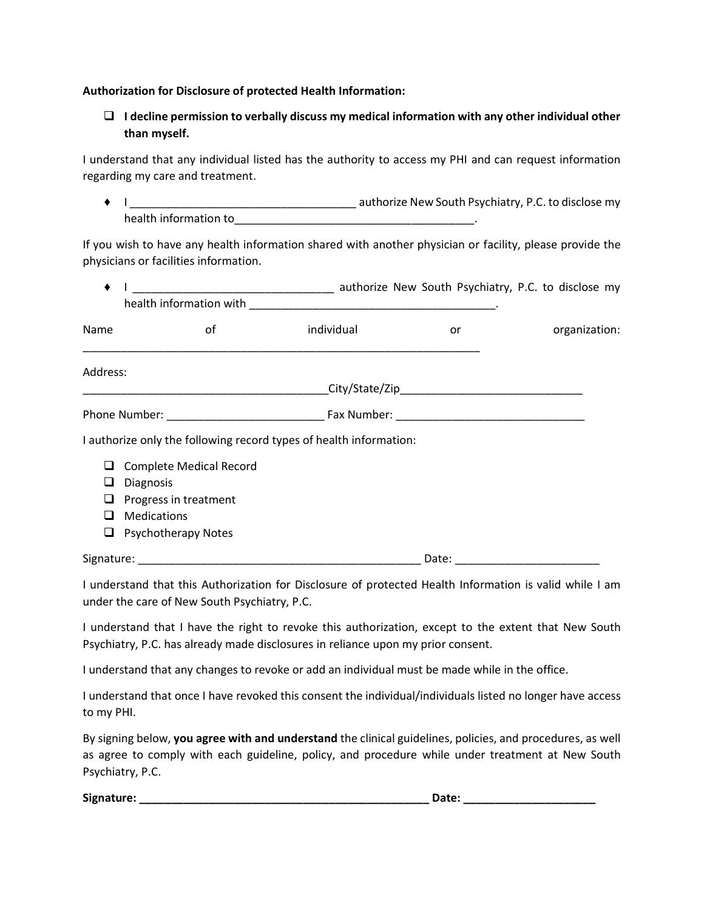**Authorization for Disclosure of protected Health Information:**

- ☐ **I decline permission to verbally discuss my medical information with any other individual other than myself.**

I understand that any individual listed has the authority to access my PHI and can request information regarding my care and treatment.

- ♦ I ____________________________________ authorize New South Psychiatry, P.C. to disclose my health information to______________________________________.

If you wish to have any health information shared with another physician or facility, please provide the physicians or facilities information.

- ♦ I _______________________________ authorize New South Psychiatry, P.C. to disclose my health information with _______________________________________.

Name of individual or organization: _________________________________________________________________

Address: ______________________________________City/State/Zip_____________________________

Phone Number: _________________________ Fax Number: ______________________________

I authorize only the following record types of health information:

- ☐ Complete Medical Record
- ☐ Diagnosis
- ☐ Progress in treatment
- ☐ Medications
- ☐ Psychotherapy Notes

Signature: ______________________________________________ Date: _______________________

I understand that this Authorization for Disclosure of protected Health Information is valid while I am under the care of New South Psychiatry, P.C.

I understand that I have the right to revoke this authorization, except to the extent that New South Psychiatry, P.C. has already made disclosures in reliance upon my prior consent.

I understand that any changes to revoke or add an individual must be made while in the office.

I understand that once I have revoked this consent the individual/individuals listed no longer have access to my PHI.

By signing below, **you agree with and understand** the clinical guidelines, policies, and procedures, as well as agree to comply with each guideline, policy, and procedure while under treatment at New South Psychiatry, P.C.

**Signature: _______________________________________________ Date: _____________________**